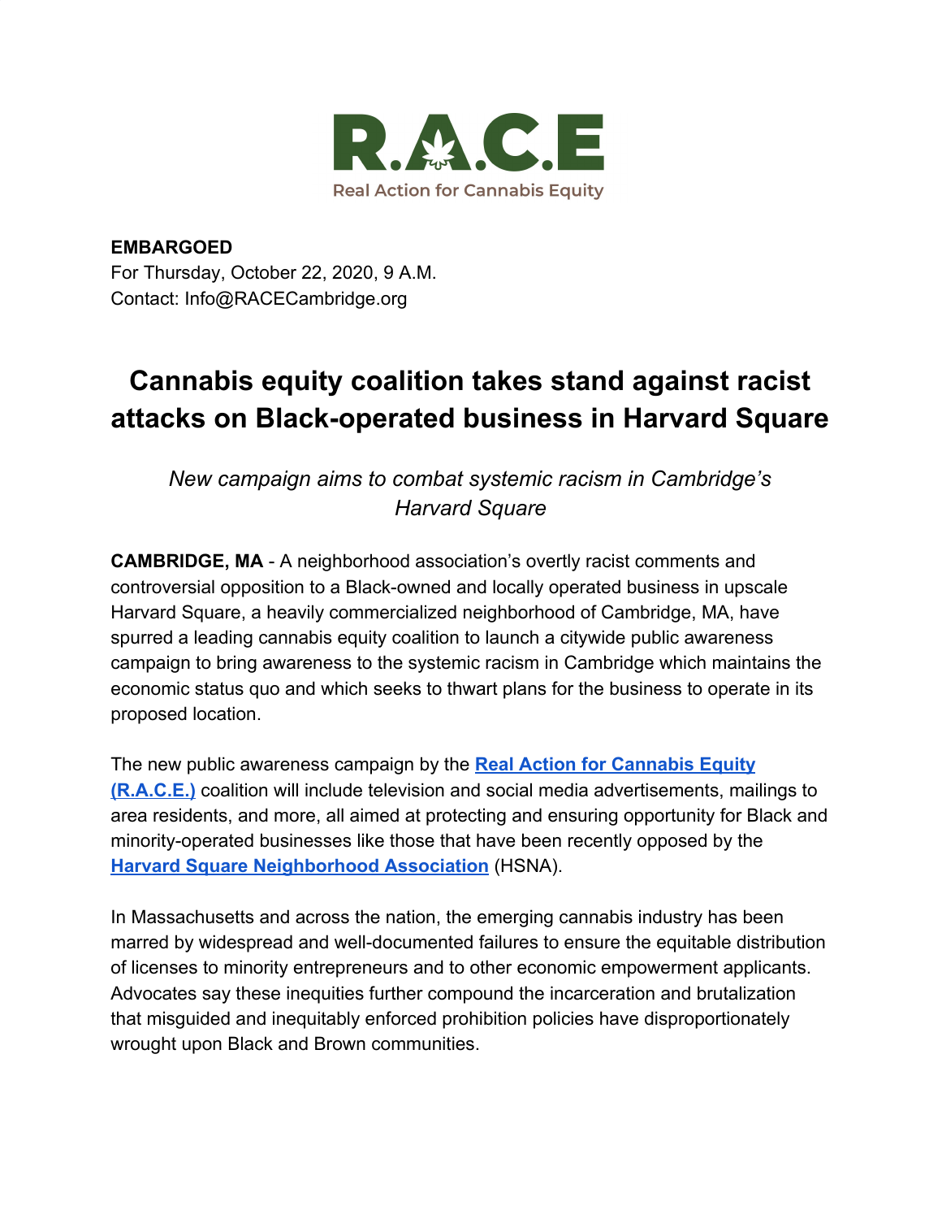R.A.C.E

Real Action for Cannabis Equity

**EMBARGOED**
For Thursday, October 22, 2020, 9 A.M.
Contact: Info@RACECambridge.org

# Cannabis equity coalition takes stand against racist attacks on Black-operated business in Harvard Square

*New campaign aims to combat systemic racism in Cambridge's Harvard Square*

**CAMBRIDGE, MA** - A neighborhood association's overtly racist comments and controversial opposition to a Black-owned and locally operated business in upscale Harvard Square, a heavily commercialized neighborhood of Cambridge, MA, have spurred a leading cannabis equity coalition to launch a citywide public awareness campaign to bring awareness to the systemic racism in Cambridge which maintains the economic status quo and which seeks to thwart plans for the business to operate in its proposed location.

The new public awareness campaign by the **Real Action for Cannabis Equity (R.A.C.E.)** coalition will include television and social media advertisements, mailings to area residents, and more, all aimed at protecting and ensuring opportunity for Black and minority-operated businesses like those that have been recently opposed by the **Harvard Square Neighborhood Association** (HSNA).

In Massachusetts and across the nation, the emerging cannabis industry has been marred by widespread and well-documented failures to ensure the equitable distribution of licenses to minority entrepreneurs and to other economic empowerment applicants. Advocates say these inequities further compound the incarceration and brutalization that misguided and inequitably enforced prohibition policies have disproportionately wrought upon Black and Brown communities.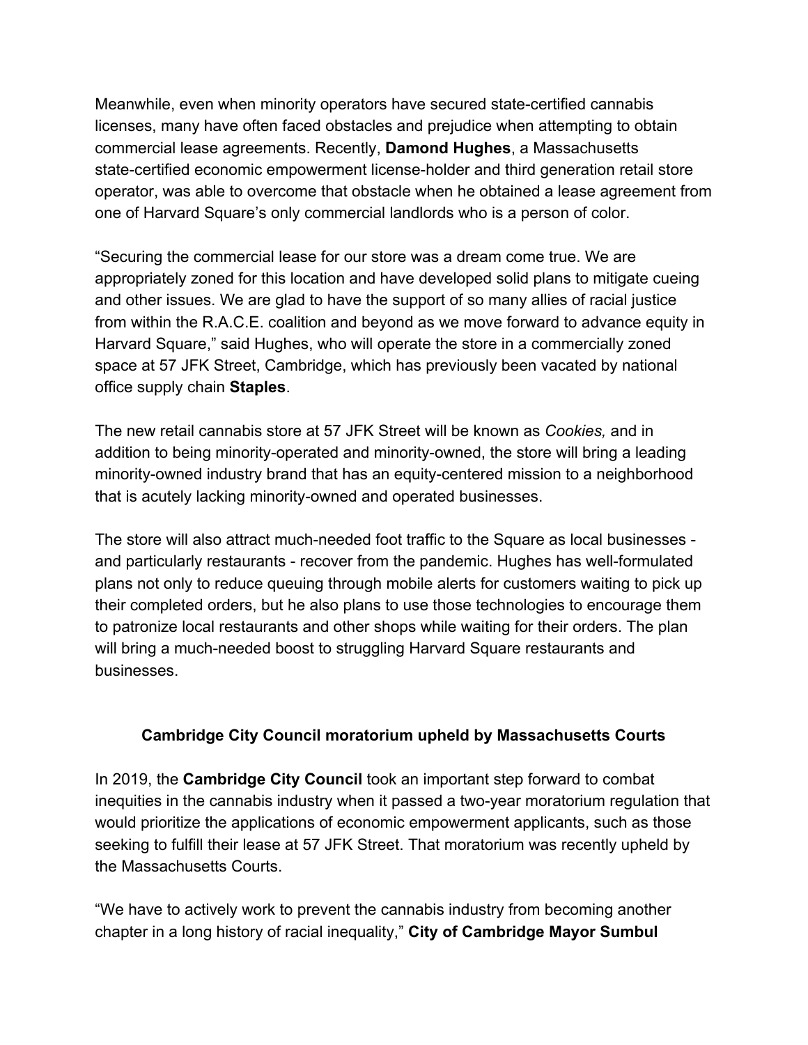Meanwhile, even when minority operators have secured state-certified cannabis licenses, many have often faced obstacles and prejudice when attempting to obtain commercial lease agreements. Recently, **Damond Hughes**, a Massachusetts state-certified economic empowerment license-holder and third generation retail store operator, was able to overcome that obstacle when he obtained a lease agreement from one of Harvard Square's only commercial landlords who is a person of color.

"Securing the commercial lease for our store was a dream come true. We are appropriately zoned for this location and have developed solid plans to mitigate cueing and other issues. We are glad to have the support of so many allies of racial justice from within the R.A.C.E. coalition and beyond as we move forward to advance equity in Harvard Square," said Hughes, who will operate the store in a commercially zoned space at 57 JFK Street, Cambridge, which has previously been vacated by national office supply chain **Staples**.

The new retail cannabis store at 57 JFK Street will be known as *Cookies,* and in addition to being minority-operated and minority-owned, the store will bring a leading minority-owned industry brand that has an equity-centered mission to a neighborhood that is acutely lacking minority-owned and operated businesses.

The store will also attract much-needed foot traffic to the Square as local businesses - and particularly restaurants - recover from the pandemic. Hughes has well-formulated plans not only to reduce queuing through mobile alerts for customers waiting to pick up their completed orders, but he also plans to use those technologies to encourage them to patronize local restaurants and other shops while waiting for their orders. The plan will bring a much-needed boost to struggling Harvard Square restaurants and businesses.

## Cambridge City Council moratorium upheld by Massachusetts Courts

In 2019, the **Cambridge City Council** took an important step forward to combat inequities in the cannabis industry when it passed a two-year moratorium regulation that would prioritize the applications of economic empowerment applicants, such as those seeking to fulfill their lease at 57 JFK Street. That moratorium was recently upheld by the Massachusetts Courts.

"We have to actively work to prevent the cannabis industry from becoming another chapter in a long history of racial inequality," **City of Cambridge Mayor Sumbul**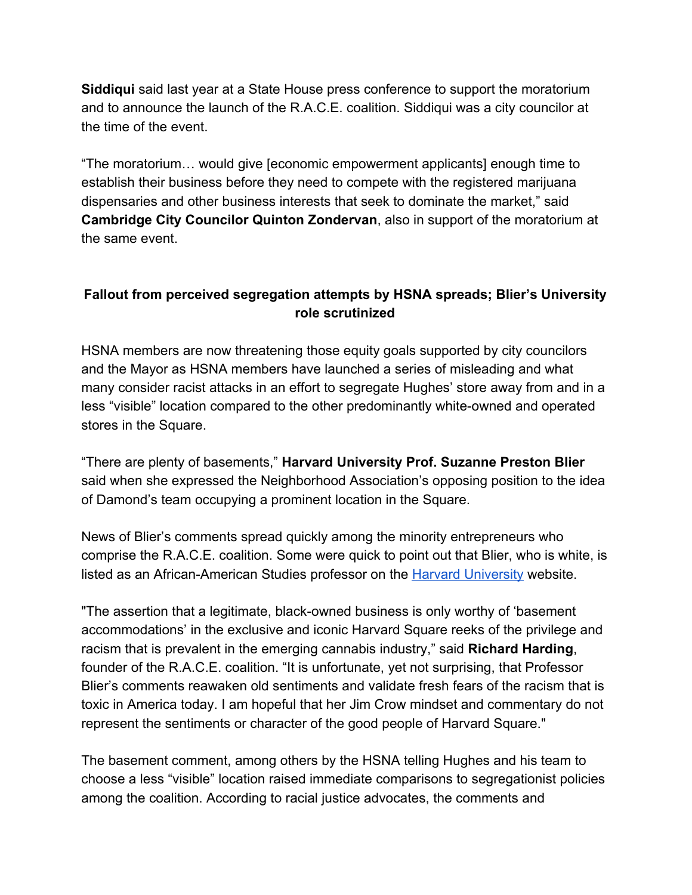**Siddiqui** said last year at a State House press conference to support the moratorium and to announce the launch of the R.A.C.E. coalition. Siddiqui was a city councilor at the time of the event.

"The moratorium… would give [economic empowerment applicants] enough time to establish their business before they need to compete with the registered marijuana dispensaries and other business interests that seek to dominate the market," said **Cambridge City Councilor Quinton Zondervan**, also in support of the moratorium at the same event.

## Fallout from perceived segregation attempts by HSNA spreads; Blier's University role scrutinized

HSNA members are now threatening those equity goals supported by city councilors and the Mayor as HSNA members have launched a series of misleading and what many consider racist attacks in an effort to segregate Hughes' store away from and in a less "visible" location compared to the other predominantly white-owned and operated stores in the Square.

"There are plenty of basements," **Harvard University Prof. Suzanne Preston Blier** said when she expressed the Neighborhood Association's opposing position to the idea of Damond's team occupying a prominent location in the Square.

News of Blier's comments spread quickly among the minority entrepreneurs who comprise the R.A.C.E. coalition. Some were quick to point out that Blier, who is white, is listed as an African-American Studies professor on the Harvard University website.

"The assertion that a legitimate, black-owned business is only worthy of 'basement accommodations' in the exclusive and iconic Harvard Square reeks of the privilege and racism that is prevalent in the emerging cannabis industry," said **Richard Harding**, founder of the R.A.C.E. coalition. "It is unfortunate, yet not surprising, that Professor Blier's comments reawaken old sentiments and validate fresh fears of the racism that is toxic in America today. I am hopeful that her Jim Crow mindset and commentary do not represent the sentiments or character of the good people of Harvard Square."

The basement comment, among others by the HSNA telling Hughes and his team to choose a less "visible" location raised immediate comparisons to segregationist policies among the coalition. According to racial justice advocates, the comments and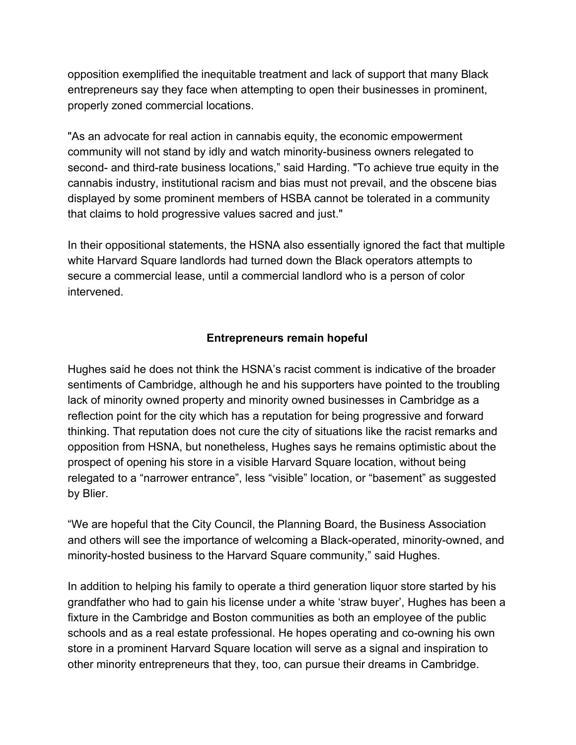opposition exemplified the inequitable treatment and lack of support that many Black entrepreneurs say they face when attempting to open their businesses in prominent, properly zoned commercial locations.

"As an advocate for real action in cannabis equity, the economic empowerment community will not stand by idly and watch minority-business owners relegated to second- and third-rate business locations," said Harding. "To achieve true equity in the cannabis industry, institutional racism and bias must not prevail, and the obscene bias displayed by some prominent members of HSBA cannot be tolerated in a community that claims to hold progressive values sacred and just."

In their oppositional statements, the HSNA also essentially ignored the fact that multiple white Harvard Square landlords had turned down the Black operators attempts to secure a commercial lease, until a commercial landlord who is a person of color intervened.

## Entrepreneurs remain hopeful

Hughes said he does not think the HSNA's racist comment is indicative of the broader sentiments of Cambridge, although he and his supporters have pointed to the troubling lack of minority owned property and minority owned businesses in Cambridge as a reflection point for the city which has a reputation for being progressive and forward thinking. That reputation does not cure the city of situations like the racist remarks and opposition from HSNA, but nonetheless, Hughes says he remains optimistic about the prospect of opening his store in a visible Harvard Square location, without being relegated to a "narrower entrance", less "visible" location, or "basement" as suggested by Blier.

"We are hopeful that the City Council, the Planning Board, the Business Association and others will see the importance of welcoming a Black-operated, minority-owned, and minority-hosted business to the Harvard Square community," said Hughes.

In addition to helping his family to operate a third generation liquor store started by his grandfather who had to gain his license under a white 'straw buyer', Hughes has been a fixture in the Cambridge and Boston communities as both an employee of the public schools and as a real estate professional. He hopes operating and co-owning his own store in a prominent Harvard Square location will serve as a signal and inspiration to other minority entrepreneurs that they, too, can pursue their dreams in Cambridge.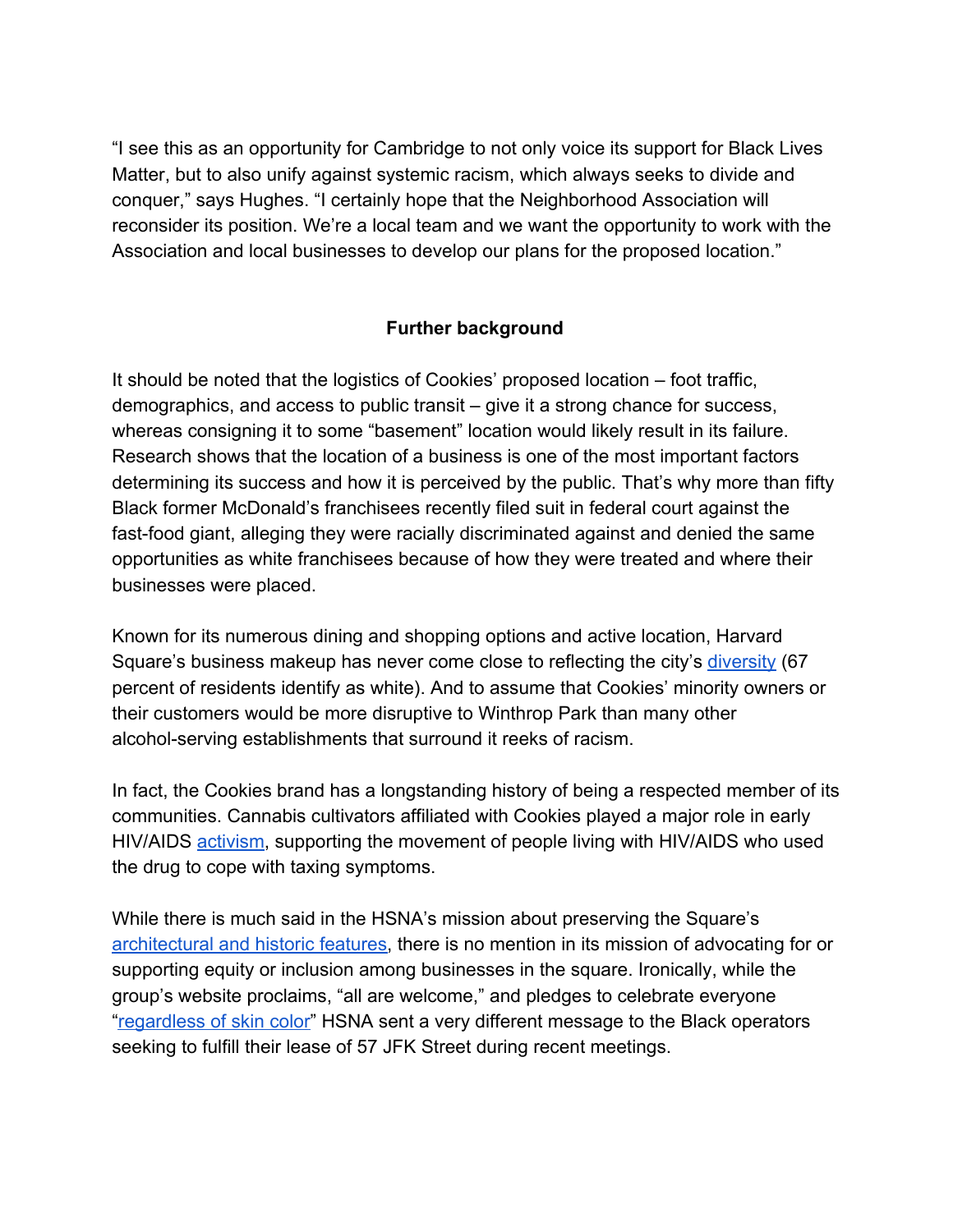"I see this as an opportunity for Cambridge to not only voice its support for Black Lives Matter, but to also unify against systemic racism, which always seeks to divide and conquer," says Hughes. "I certainly hope that the Neighborhood Association will reconsider its position. We're a local team and we want the opportunity to work with the Association and local businesses to develop our plans for the proposed location."

**Further background**

It should be noted that the logistics of Cookies' proposed location – foot traffic, demographics, and access to public transit – give it a strong chance for success, whereas consigning it to some "basement" location would likely result in its failure. Research shows that the location of a business is one of the most important factors determining its success and how it is perceived by the public. That's why more than fifty Black former McDonald's franchisees recently filed suit in federal court against the fast-food giant, alleging they were racially discriminated against and denied the same opportunities as white franchisees because of how they were treated and where their businesses were placed.

Known for its numerous dining and shopping options and active location, Harvard Square's business makeup has never come close to reflecting the city's diversity (67 percent of residents identify as white). And to assume that Cookies' minority owners or their customers would be more disruptive to Winthrop Park than many other alcohol-serving establishments that surround it reeks of racism.

In fact, the Cookies brand has a longstanding history of being a respected member of its communities. Cannabis cultivators affiliated with Cookies played a major role in early HIV/AIDS activism, supporting the movement of people living with HIV/AIDS who used the drug to cope with taxing symptoms.

While there is much said in the HSNA's mission about preserving the Square's architectural and historic features, there is no mention in its mission of advocating for or supporting equity or inclusion among businesses in the square. Ironically, while the group's website proclaims, "all are welcome," and pledges to celebrate everyone "regardless of skin color" HSNA sent a very different message to the Black operators seeking to fulfill their lease of 57 JFK Street during recent meetings.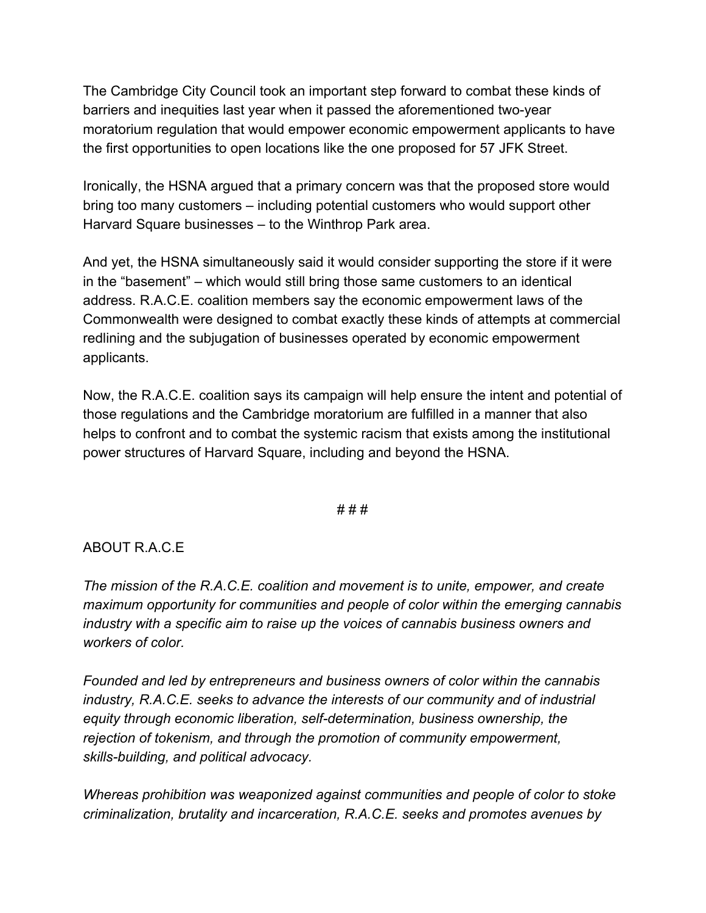The Cambridge City Council took an important step forward to combat these kinds of barriers and inequities last year when it passed the aforementioned two-year moratorium regulation that would empower economic empowerment applicants to have the first opportunities to open locations like the one proposed for 57 JFK Street.

Ironically, the HSNA argued that a primary concern was that the proposed store would bring too many customers – including potential customers who would support other Harvard Square businesses – to the Winthrop Park area.

And yet, the HSNA simultaneously said it would consider supporting the store if it were in the "basement" – which would still bring those same customers to an identical address. R.A.C.E. coalition members say the economic empowerment laws of the Commonwealth were designed to combat exactly these kinds of attempts at commercial redlining and the subjugation of businesses operated by economic empowerment applicants.

Now, the R.A.C.E. coalition says its campaign will help ensure the intent and potential of those regulations and the Cambridge moratorium are fulfilled in a manner that also helps to confront and to combat the systemic racism that exists among the institutional power structures of Harvard Square, including and beyond the HSNA.

# # #

ABOUT R.A.C.E

*The mission of the R.A.C.E. coalition and movement is to unite, empower, and create maximum opportunity for communities and people of color within the emerging cannabis industry with a specific aim to raise up the voices of cannabis business owners and workers of color.*

*Founded and led by entrepreneurs and business owners of color within the cannabis industry, R.A.C.E. seeks to advance the interests of our community and of industrial equity through economic liberation, self-determination, business ownership, the rejection of tokenism, and through the promotion of community empowerment, skills-building, and political advocacy.*

*Whereas prohibition was weaponized against communities and people of color to stoke criminalization, brutality and incarceration, R.A.C.E. seeks and promotes avenues by*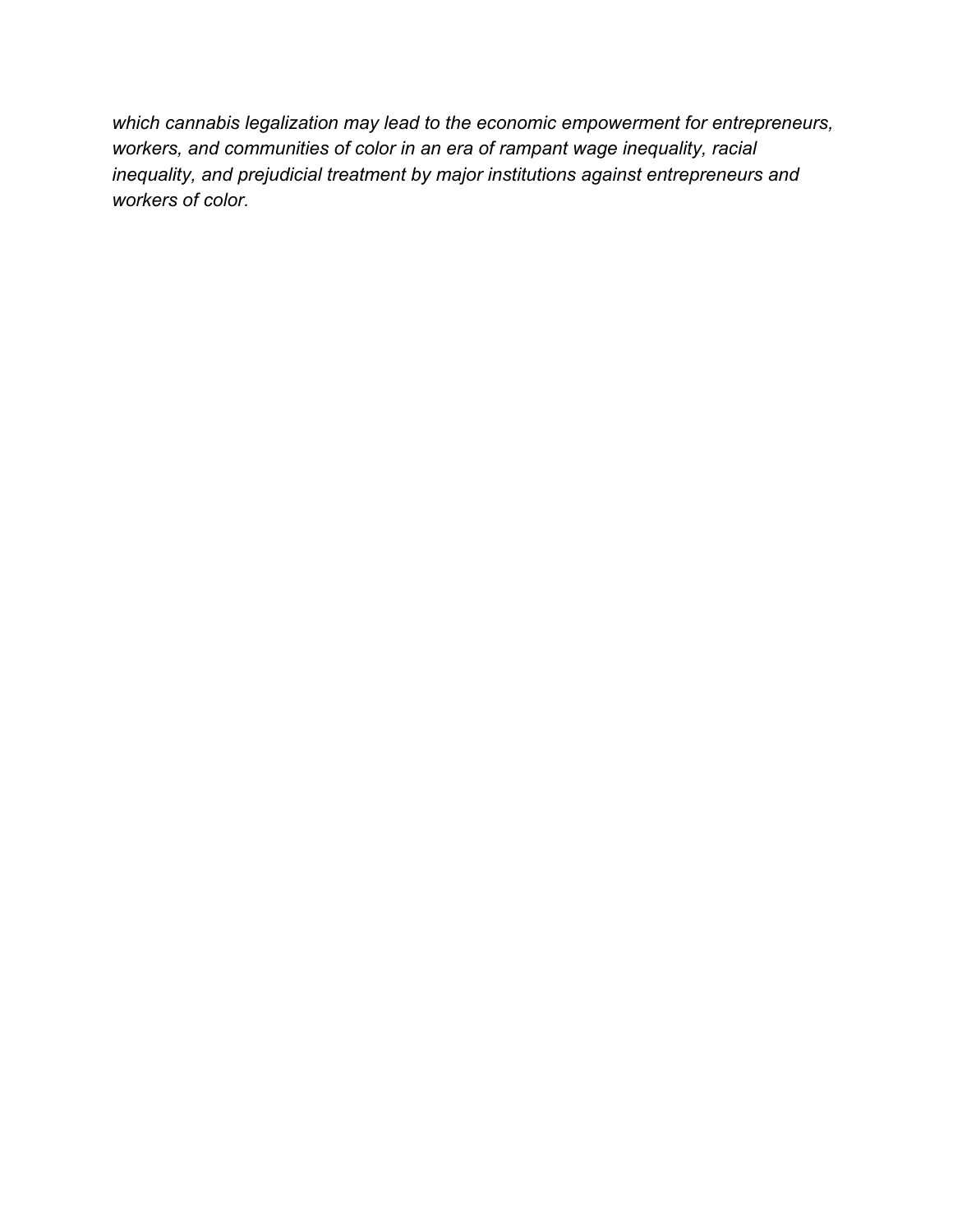*which cannabis legalization may lead to the economic empowerment for entrepreneurs, workers, and communities of color in an era of rampant wage inequality, racial inequality, and prejudicial treatment by major institutions against entrepreneurs and workers of color.*